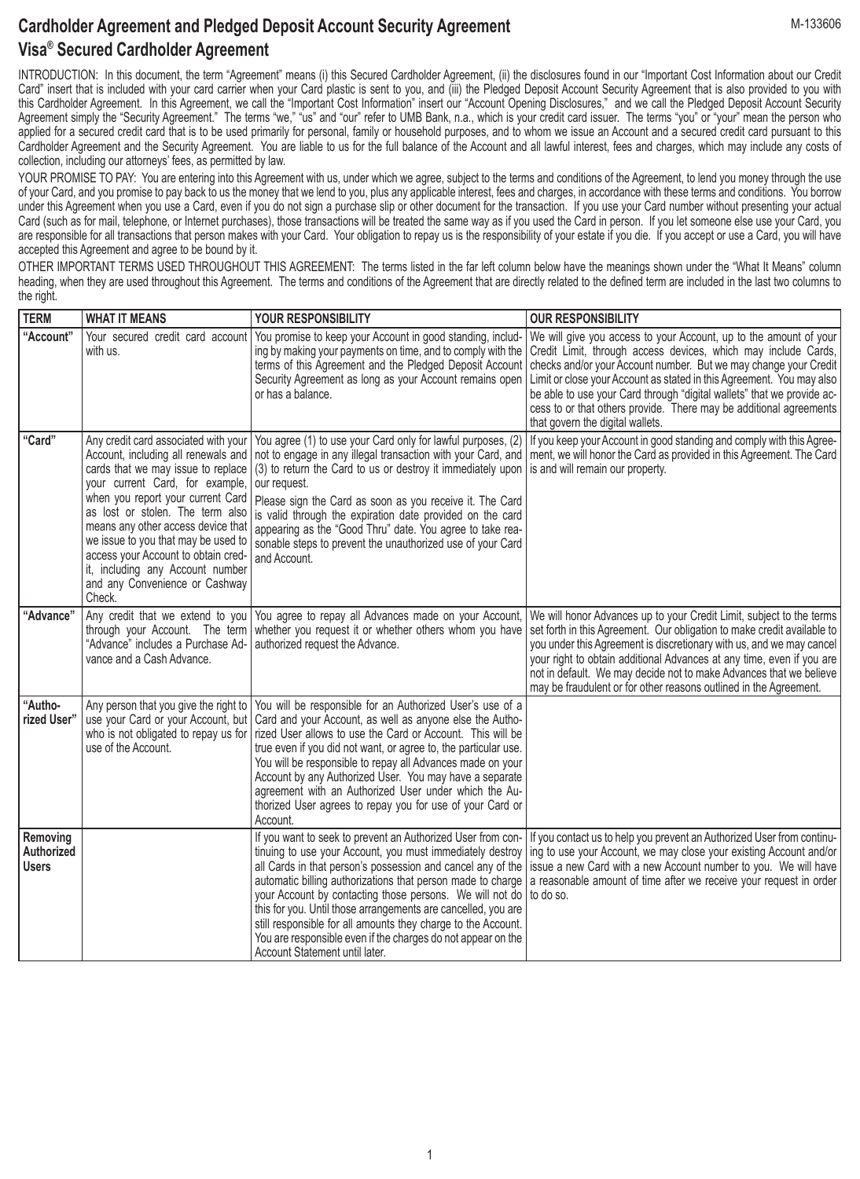# Cardholder Agreement and Pledged Deposit Account Security Agreement

## Visa® Secured Cardholder Agreement

M-133606

INTRODUCTION: In this document, the term "Agreement" means (i) this Secured Cardholder Agreement, (ii) the disclosures found in our "Important Cost Information about our Credit Card" insert that is included with your card carrier when your Card plastic is sent to you, and (iii) the Pledged Deposit Account Security Agreement that is also provided to you with this Cardholder Agreement. In this Agreement, we call the "Important Cost Information" insert our "Account Opening Disclosures," and we call the Pledged Deposit Account Security Agreement simply the "Security Agreement." The terms "we," "us" and "our" refer to UMB Bank, n.a., which is your credit card issuer. The terms "you" or "your" mean the person who applied for a secured credit card that is to be used primarily for personal, family or household purposes, and to whom we issue an Account and a secured credit card pursuant to this Cardholder Agreement and the Security Agreement. You are liable to us for the full balance of the Account and all lawful interest, fees and charges, which may include any costs of collection, including our attorneys' fees, as permitted by law.

YOUR PROMISE TO PAY: You are entering into this Agreement with us, under which we agree, subject to the terms and conditions of the Agreement, to lend you money through the use of your Card, and you promise to pay back to us the money that we lend to you, plus any applicable interest, fees and charges, in accordance with these terms and conditions. You borrow under this Agreement when you use a Card, even if you do not sign a purchase slip or other document for the transaction. If you use your Card number without presenting your actual Card (such as for mail, telephone, or Internet purchases), those transactions will be treated the same way as if you used the Card in person. If you let someone else use your Card, you are responsible for all transactions that person makes with your Card. Your obligation to repay us is the responsibility of your estate if you die. If you accept or use a Card, you will have accepted this Agreement and agree to be bound by it.

OTHER IMPORTANT TERMS USED THROUGHOUT THIS AGREEMENT: The terms listed in the far left column below have the meanings shown under the "What It Means" column heading, when they are used throughout this Agreement. The terms and conditions of the Agreement that are directly related to the defined term are included in the last two columns to the right.

| TERM | WHAT IT MEANS | YOUR RESPONSIBILITY | OUR RESPONSIBILITY |
|---|---|---|---|
| **"Account"** | Your secured credit card account with us. | You promise to keep your Account in good standing, including by making your payments on time, and to comply with the terms of this Agreement and the Pledged Deposit Account Security Agreement as long as your Account remains open or has a balance. | We will give you access to your Account, up to the amount of your Credit Limit, through access devices, which may include Cards, checks and/or your Account number. But we may change your Credit Limit or close your Account as stated in this Agreement. You may also be able to use your Card through "digital wallets" that we provide access to or that others provide. There may be additional agreements that govern the digital wallets. |
| **"Card"** | Any credit card associated with your Account, including all renewals and cards that we may issue to replace your current Card, for example, when you report your current Card as lost or stolen. The term also means any other access device that we issue to you that may be used to access your Account to obtain credit, including any Account number and any Convenience or Cashway Check. | You agree (1) to use your Card only for lawful purposes, (2) not to engage in any illegal transaction with your Card, and (3) to return the Card to us or destroy it immediately upon our request.<br>Please sign the Card as soon as you receive it. The Card is valid through the expiration date provided on the card appearing as the "Good Thru" date. You agree to take reasonable steps to prevent the unauthorized use of your Card and Account. | If you keep your Account in good standing and comply with this Agreement, we will honor the Card as provided in this Agreement. The Card is and will remain our property. |
| **"Advance"** | Any credit that we extend to you through your Account. The term "Advance" includes a Purchase Advance and a Cash Advance. | You agree to repay all Advances made on your Account, whether you request it or whether others whom you have authorized request the Advance. | We will honor Advances up to your Credit Limit, subject to the terms set forth in this Agreement. Our obligation to make credit available to you under this Agreement is discretionary with us, and we may cancel your right to obtain additional Advances at any time, even if you are not in default. We may decide not to make Advances that we believe may be fraudulent or for other reasons outlined in the Agreement. |
| **"Authorized User"** | Any person that you give the right to use your Card or your Account, but who is not obligated to repay us for use of the Account. | You will be responsible for an Authorized User's use of a Card and your Account, as well as anyone else the Authorized User allows to use the Card or Account. This will be true even if you did not want, or agree to, the particular use. You will be responsible to repay all Advances made on your Account by any Authorized User. You may have a separate agreement with an Authorized User under which the Authorized User agrees to repay you for use of your Card or Account. | |
| **Removing Authorized Users** | | If you want to seek to prevent an Authorized User from continuing to use your Account, you must immediately destroy all Cards in that person's possession and cancel any of the automatic billing authorizations that person made to charge your Account by contacting those persons. We will not do this for you. Until those arrangements are cancelled, you are still responsible for all amounts they charge to the Account. You are responsible even if the charges do not appear on the Account Statement until later. | If you contact us to help you prevent an Authorized User from continuing to use your Account, we may close your existing Account and/or issue a new Card with a new Account number to you. We will have a reasonable amount of time after we receive your request in order to do so. |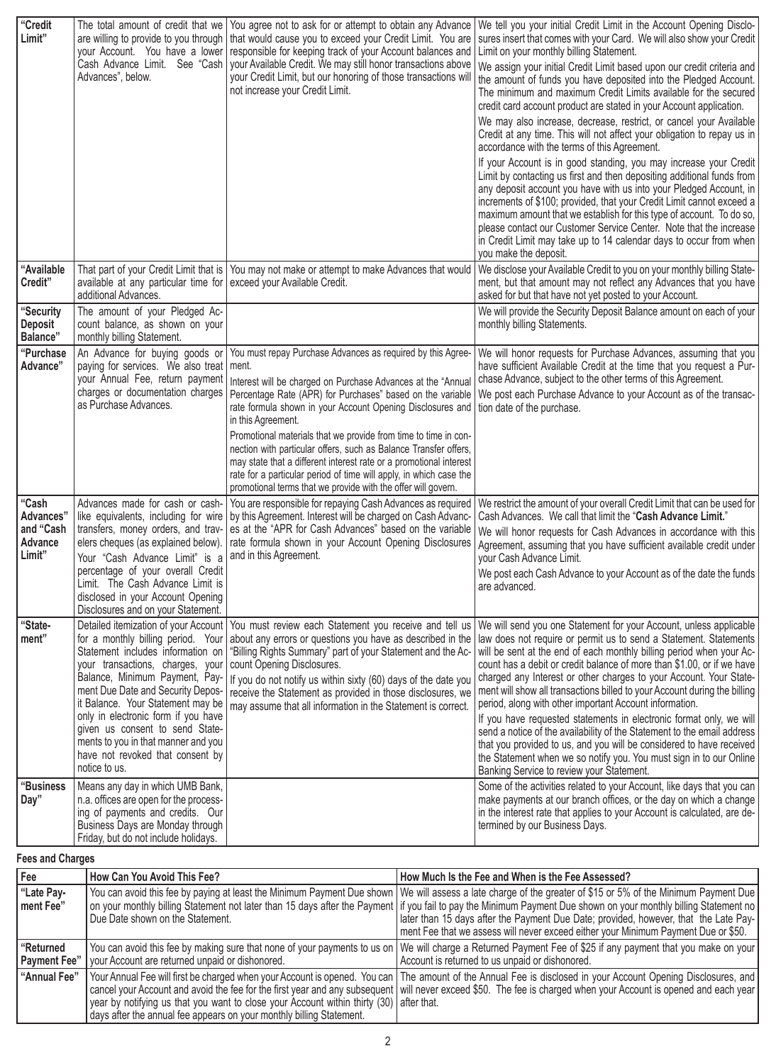| | | | |
|---|---|---|---|
| **"Credit Limit"** | The total amount of credit that we are willing to provide to you through your Account. You have a lower Cash Advance Limit. See "Cash Advances", below. | You agree not to ask for or attempt to obtain any Advance that would cause you to exceed your Credit Limit. You are responsible for keeping track of your Account balances and your Available Credit. We may still honor transactions above your Credit Limit, but our honoring of those transactions will not increase your Credit Limit. | We tell you your initial Credit Limit in the Account Opening Disclosures insert that comes with your Card. We will also show your Credit Limit on your monthly billing Statement.<br><br>We assign your initial Credit Limit based upon our credit criteria and the amount of funds you have deposited into the Pledged Account. The minimum and maximum Credit Limits available for the secured credit card account product are stated in your Account application.<br><br>We may also increase, decrease, restrict, or cancel your Available Credit at any time. This will not affect your obligation to repay us in accordance with the terms of this Agreement.<br><br>If your Account is in good standing, you may increase your Credit Limit by contacting us first and then depositing additional funds from any deposit account you have with us into your Pledged Account, in increments of $100; provided, that your Credit Limit cannot exceed a maximum amount that we establish for this type of account. To do so, please contact our Customer Service Center. Note that the increase in Credit Limit may take up to 14 calendar days to occur from when you make the deposit. |
| **"Available Credit"** | That part of your Credit Limit that is available at any particular time for additional Advances. | You may not make or attempt to make Advances that would exceed your Available Credit. | We disclose your Available Credit to you on your monthly billing Statement, but that amount may not reflect any Advances that you have asked for but that have not yet posted to your Account. |
| **"Security Deposit Balance"** | The amount of your Pledged Account balance, as shown on your monthly billing Statement. | | We will provide the Security Deposit Balance amount on each of your monthly billing Statements. |
| **"Purchase Advance"** | An Advance for buying goods or paying for services. We also treat your Annual Fee, return payment charges or documentation charges as Purchase Advances. | You must repay Purchase Advances as required by this Agreement.<br><br>Interest will be charged on Purchase Advances at the "Annual Percentage Rate (APR) for Purchases" based on the variable rate formula shown in your Account Opening Disclosures and in this Agreement.<br><br>Promotional materials that we provide from time to time in connection with particular offers, such as Balance Transfer offers, may state that a different interest rate or a promotional interest rate for a particular period of time will apply, in which case the promotional terms that we provide with the offer will govern. | We will honor requests for Purchase Advances, assuming that you have sufficient Available Credit at the time that you request a Purchase Advance, subject to the other terms of this Agreement.<br><br>We post each Purchase Advance to your Account as of the transaction date of the purchase. |
| **"Cash Advances" and "Cash Advance Limit"** | Advances made for cash or cash-like equivalents, including for wire transfers, money orders, and travelers cheques (as explained below). Your "Cash Advance Limit" is a percentage of your overall Credit Limit. The Cash Advance Limit is disclosed in your Account Opening Disclosures and on your Statement. | You are responsible for repaying Cash Advances as required by this Agreement. Interest will be charged on Cash Advances at the "APR for Cash Advances" based on the variable rate formula shown in your Account Opening Disclosures and in this Agreement. | We restrict the amount of your overall Credit Limit that can be used for Cash Advances. We call that limit the "**Cash Advance Limit.**"<br><br>We will honor requests for Cash Advances in accordance with this Agreement, assuming that you have sufficient available credit under your Cash Advance Limit.<br><br>We post each Cash Advance to your Account as of the date the funds are advanced. |
| **"Statement"** | Detailed itemization of your Account for a monthly billing period. Your Statement includes information on your transactions, charges, your Balance, Minimum Payment, Payment Due Date and Security Deposit Balance. Your Statement may be only in electronic form if you have given us consent to send Statements to you in that manner and you have not revoked that consent by notice to us. | You must review each Statement you receive and tell us about any errors or questions you have as described in the "Billing Rights Summary" part of your Statement and the Account Opening Disclosures.<br><br>If you do not notify us within sixty (60) days of the date you receive the Statement as provided in those disclosures, we may assume that all information in the Statement is correct. | We will send you one Statement for your Account, unless applicable law does not require or permit us to send a Statement. Statements will be sent at the end of each monthly billing period when your Account has a debit or credit balance of more than $1.00, or if we have charged any Interest or other charges to your Account. Your Statement will show all transactions billed to your Account during the billing period, along with other important Account information.<br><br>If you have requested statements in electronic format only, we will send a notice of the availability of the Statement to the email address that you provided to us, and you will be considered to have received the Statement when we so notify you. You must sign in to our Online Banking Service to review your Statement. |
| **"Business Day"** | Means any day in which UMB Bank, n.a. offices are open for the processing of payments and credits. Our Business Days are Monday through Friday, but do not include holidays. | | Some of the activities related to your Account, like days that you can make payments at our branch offices, or the day on which a change in the interest rate that applies to your Account is calculated, are determined by our Business Days. |

**Fees and Charges**

| Fee | How Can You Avoid This Fee? | How Much Is the Fee and When is the Fee Assessed? |
|---|---|---|
| "Late Payment Fee" | You can avoid this fee by paying at least the Minimum Payment Due shown on your monthly billing Statement not later than 15 days after the Payment Due Date shown on the Statement. | We will assess a late charge of the greater of $15 or 5% of the Minimum Payment Due if you fail to pay the Minimum Payment Due shown on your monthly billing Statement no later than 15 days after the Payment Due Date; provided, however, that the Late Payment Fee that we assess will never exceed either your Minimum Payment Due or $50. |
| "Returned Payment Fee" | You can avoid this fee by making sure that none of your payments to us on your Account are returned unpaid or dishonored. | We will charge a Returned Payment Fee of $25 if any payment that you make on your Account is returned to us unpaid or dishonored. |
| "Annual Fee" | Your Annual Fee will first be charged when your Account is opened. You can cancel your Account and avoid the fee for the first year and any subsequent year by notifying us that you want to close your Account within thirty (30) days after the annual fee appears on your monthly billing Statement. | The amount of the Annual Fee is disclosed in your Account Opening Disclosures, and will never exceed $50. The fee is charged when your Account is opened and each year after that. |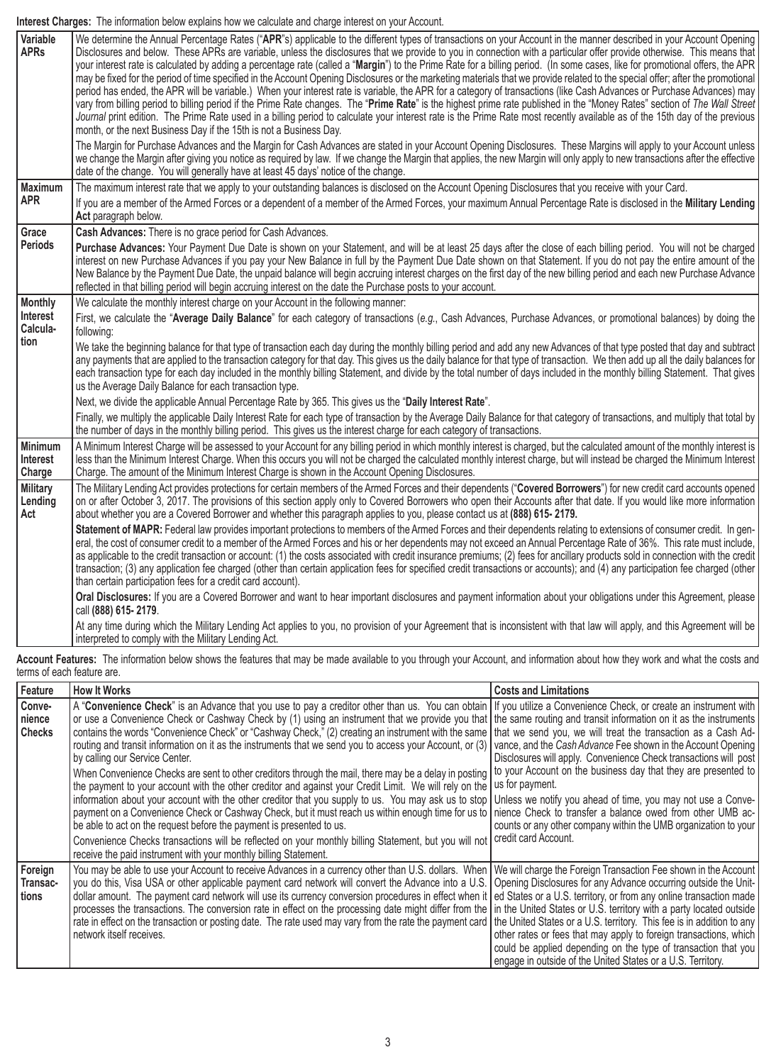**Interest Charges:** The information below explains how we calculate and charge interest on your Account.

| | |
|---|---|
| **Variable APRs** | We determine the Annual Percentage Rates ("**APR**"s) applicable to the different types of transactions on your Account in the manner described in your Account Opening Disclosures and below. These APRs are variable, unless the disclosures that we provide to you in connection with a particular offer provide otherwise. This means that your interest rate is calculated by adding a percentage rate (called a "**Margin**") to the Prime Rate for a billing period. (In some cases, like for promotional offers, the APR may be fixed for the period of time specified in the Account Opening Disclosures or the marketing materials that we provide related to the special offer; after the promotional period has ended, the APR will be variable.) When your interest rate is variable, the APR for a category of transactions (like Cash Advances or Purchase Advances) may vary from billing period to billing period if the Prime Rate changes. The "**Prime Rate**" is the highest prime rate published in the "Money Rates" section of *The Wall Street Journal* print edition. The Prime Rate used in a billing period to calculate your interest rate is the Prime Rate most recently available as of the 15th day of the previous month, or the next Business Day if the 15th is not a Business Day.<br><br>The Margin for Purchase Advances and the Margin for Cash Advances are stated in your Account Opening Disclosures. These Margins will apply to your Account unless we change the Margin after giving you notice as required by law. If we change the Margin that applies, the new Margin will only apply to new transactions after the effective date of the change. You will generally have at least 45 days' notice of the change. |
| **Maximum APR** | The maximum interest rate that we apply to your outstanding balances is disclosed on the Account Opening Disclosures that you receive with your Card.<br><br>If you are a member of the Armed Forces or a dependent of a member of the Armed Forces, your maximum Annual Percentage Rate is disclosed in the **Military Lending Act** paragraph below. |
| **Grace Periods** | **Cash Advances:** There is no grace period for Cash Advances.<br><br>**Purchase Advances:** Your Payment Due Date is shown on your Statement, and will be at least 25 days after the close of each billing period. You will not be charged interest on new Purchase Advances if you pay your New Balance in full by the Payment Due Date shown on that Statement. If you do not pay the entire amount of the New Balance by the Payment Due Date, the unpaid balance will begin accruing interest charges on the first day of the new billing period and each new Purchase Advance reflected in that billing period will begin accruing interest on the date the Purchase posts to your account. |
| **Monthly Interest Calculation** | We calculate the monthly interest charge on your Account in the following manner:<br><br>First, we calculate the "**Average Daily Balance**" for each category of transactions (*e.g.*, Cash Advances, Purchase Advances, or promotional balances) by doing the following:<br><br>We take the beginning balance for that type of transaction each day during the monthly billing period and add any new Advances of that type posted that day and subtract any payments that are applied to the transaction category for that day. This gives us the daily balance for that type of transaction. We then add up all the daily balances for each transaction type for each day included in the monthly billing Statement, and divide by the total number of days included in the monthly billing Statement. That gives us the Average Daily Balance for each transaction type.<br><br>Next, we divide the applicable Annual Percentage Rate by 365. This gives us the "**Daily Interest Rate**".<br><br>Finally, we multiply the applicable Daily Interest Rate for each type of transaction by the Average Daily Balance for that category of transactions, and multiply that total by the number of days in the monthly billing period. This gives us the interest charge for each category of transactions. |
| **Minimum Interest Charge** | A Minimum Interest Charge will be assessed to your Account for any billing period in which monthly interest is charged, but the calculated amount of the monthly interest is less than the Minimum Interest Charge. When this occurs you will not be charged the calculated monthly interest charge, but will instead be charged the Minimum Interest Charge. The amount of the Minimum Interest Charge is shown in the Account Opening Disclosures. |
| **Military Lending Act** | The Military Lending Act provides protections for certain members of the Armed Forces and their dependents ("**Covered Borrowers**") for new credit card accounts opened on or after October 3, 2017. The provisions of this section apply only to Covered Borrowers who open their Accounts after that date. If you would like more information about whether you are a Covered Borrower and whether this paragraph applies to you, please contact us at **(888) 615- 2179.**<br><br>**Statement of MAPR:** Federal law provides important protections to members of the Armed Forces and their dependents relating to extensions of consumer credit. In general, the cost of consumer credit to a member of the Armed Forces and his or her dependents may not exceed an Annual Percentage Rate of 36%. This rate must include, as applicable to the credit transaction or account: (1) the costs associated with credit insurance premiums; (2) fees for ancillary products sold in connection with the credit transaction; (3) any application fee charged (other than certain application fees for specified credit transactions or accounts); and (4) any participation fee charged (other than certain participation fees for a credit card account).<br><br>**Oral Disclosures:** If you are a Covered Borrower and want to hear important disclosures and payment information about your obligations under this Agreement, please call **(888) 615- 2179**.<br><br>At any time during which the Military Lending Act applies to you, no provision of your Agreement that is inconsistent with that law will apply, and this Agreement will be interpreted to comply with the Military Lending Act. |

**Account Features:** The information below shows the features that may be made available to you through your Account, and information about how they work and what the costs and terms of each feature are.

| Feature | How It Works | Costs and Limitations |
|---|---|---|
| **Convenience Checks** | A "**Convenience Check**" is an Advance that you use to pay a creditor other than us. You can obtain or use a Convenience Check or Cashway Check by (1) using an instrument that we provide you that contains the words "Convenience Check" or "Cashway Check," (2) creating an instrument with the same routing and transit information on it as the instruments that we send you to access your Account, or (3) by calling our Service Center.<br><br>When Convenience Checks are sent to other creditors through the mail, there may be a delay in posting the payment to your account with the other creditor and against your Credit Limit. We will rely on the information about your account with the other creditor that you supply to us. You may ask us to stop payment on a Convenience Check or Cashway Check, but it must reach us within enough time for us to be able to act on the request before the payment is presented to us.<br><br>Convenience Checks transactions will be reflected on your monthly billing Statement, but you will not receive the paid instrument with your monthly billing Statement. | If you utilize a Convenience Check, or create an instrument with the same routing and transit information on it as the instruments that we send you, we will treat the transaction as a Cash Advance, and the *Cash Advance* Fee shown in the Account Opening Disclosures will apply. Convenience Check transactions will post to your Account on the business day that they are presented to us for payment.<br><br>Unless we notify you ahead of time, you may not use a Convenience Check to transfer a balance owed from other UMB accounts or any other company within the UMB organization to your credit card Account. |
| **Foreign Transactions** | You may be able to use your Account to receive Advances in a currency other than U.S. dollars. When you do this, Visa USA or other applicable payment card network will convert the Advance into a U.S. dollar amount. The payment card network will use its currency conversion procedures in effect when it processes the transactions. The conversion rate in effect on the processing date might differ from the rate in effect on the transaction or posting date. The rate used may vary from the rate the payment card network itself receives. | We will charge the Foreign Transaction Fee shown in the Account Opening Disclosures for any Advance occurring outside the United States or a U.S. territory, or from any online transaction made in the United States or U.S. territory with a party located outside the United States or a U.S. territory. This fee is in addition to any other rates or fees that may apply to foreign transactions, which could be applied depending on the type of transaction that you engage in outside of the United States or a U.S. Territory. |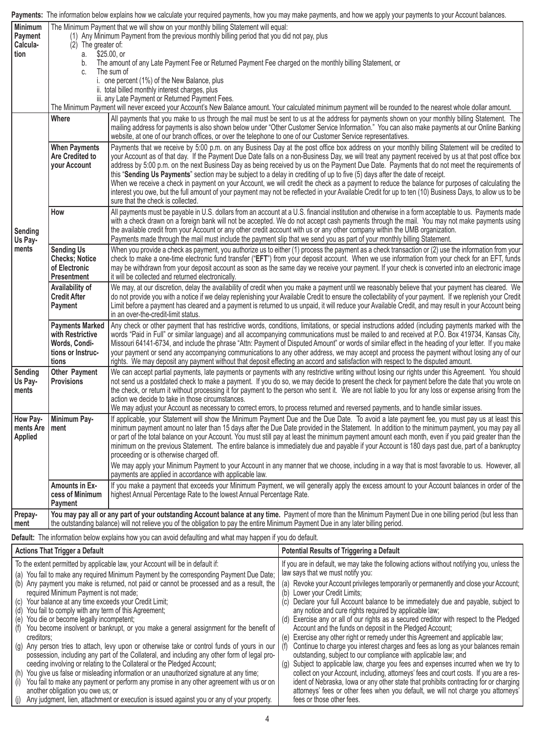**Payments:** The information below explains how we calculate your required payments, how you may make payments, and how we apply your payments to your Account balances.

| | | |
|---|---|---|
| **Minimum Payment Calculation** | | The Minimum Payment that we will show on your monthly billing Statement will equal:<br>(1) Any Minimum Payment from the previous monthly billing period that you did not pay, plus<br>(2) The greater of:<br>a. $25.00, or<br>b. The amount of any Late Payment Fee or Returned Payment Fee charged on the monthly billing Statement, or<br>c. The sum of<br>i. one percent (1%) of the New Balance, plus<br>ii. total billed monthly interest charges, plus<br>iii. any Late Payment or Returned Payment Fees.<br>The Minimum Payment will never exceed your Account's New Balance amount. Your calculated minimum payment will be rounded to the nearest whole dollar amount. |
| **Sending Us Payments** | **Where** | All payments that you make to us through the mail must be sent to us at the address for payments shown on your monthly billing Statement. The mailing address for payments is also shown below under "Other Customer Service Information." You can also make payments at our Online Banking website, at one of our branch offices, or over the telephone to one of our Customer Service representatives. |
| | **When Payments Are Credited to your Account** | Payments that we receive by 5:00 p.m. on any Business Day at the post office box address on your monthly billing Statement will be credited to your Account as of that day. If the Payment Due Date falls on a non-Business Day, we will treat any payment received by us at that post office box address by 5:00 p.m. on the next Business Day as being received by us on the Payment Due Date. Payments that do not meet the requirements of this "**Sending Us Payments**" section may be subject to a delay in crediting of up to five (5) days after the date of receipt.<br>When we receive a check in payment on your Account, we will credit the check as a payment to reduce the balance for purposes of calculating the interest you owe, but the full amount of your payment may not be reflected in your Available Credit for up to ten (10) Business Days, to allow us to be sure that the check is collected. |
| | **How** | All payments must be payable in U.S. dollars from an account at a U.S. financial institution and otherwise in a form acceptable to us. Payments made with a check drawn on a foreign bank will not be accepted. We do not accept cash payments through the mail. You may not make payments using the available credit from your Account or any other credit account with us or any other company within the UMB organization.<br>Payments made through the mail must include the payment slip that we send you as part of your monthly billing Statement. |
| | **Sending Us Checks; Notice of Electronic Presentment** | When you provide a check as payment, you authorize us to either (1) process the payment as a check transaction or (2) use the information from your check to make a one-time electronic fund transfer ("**EFT**") from your deposit account. When we use information from your check for an EFT, funds may be withdrawn from your deposit account as soon as the same day we receive your payment. If your check is converted into an electronic image it will be collected and returned electronically. |
| | **Availability of Credit After Payment** | We may, at our discretion, delay the availability of credit when you make a payment until we reasonably believe that your payment has cleared. We do not provide you with a notice if we delay replenishing your Available Credit to ensure the collectability of your payment. If we replenish your Credit Limit before a payment has cleared and a payment is returned to us unpaid, it will reduce your Available Credit, and may result in your Account being in an over-the-credit-limit status. |
| | **Payments Marked with Restrictive Words, Conditions or Instructions** | Any check or other payment that has restrictive words, conditions, limitations, or special instructions added (including payments marked with the words "Paid in Full" or similar language) and all accompanying communications must be mailed to and received at P.O. Box 419734, Kansas City, Missouri 64141-6734, and include the phrase "Attn: Payment of Disputed Amount" or words of similar effect in the heading of your letter. If you make your payment or send any accompanying communications to any other address, we may accept and process the payment without losing any of our rights. We may deposit any payment without that deposit effecting an accord and satisfaction with respect to the disputed amount. |
| **Sending Us Payments** | **Other Payment Provisions** | We can accept partial payments, late payments or payments with any restrictive writing without losing our rights under this Agreement. You should not send us a postdated check to make a payment. If you do so, we may decide to present the check for payment before the date that you wrote on the check, or return it without processing it for payment to the person who sent it. We are not liable to you for any loss or expense arising from the action we decide to take in those circumstances.<br>We may adjust your Account as necessary to correct errors, to process returned and reversed payments, and to handle similar issues. |
| **How Payments Are Applied** | **Minimum Payment** | If applicable, your Statement will show the Minimum Payment Due and the Due Date. To avoid a late payment fee, you must pay us at least this minimum payment amount no later than 15 days after the Due Date provided in the Statement. In addition to the minimum payment, you may pay all or part of the total balance on your Account. You must still pay at least the minimum payment amount each month, even if you paid greater than the minimum on the previous Statement. The entire balance is immediately due and payable if your Account is 180 days past due, part of a bankruptcy proceeding or is otherwise charged off.<br>We may apply your Minimum Payment to your Account in any manner that we choose, including in a way that is most favorable to us. However, all payments are applied in accordance with applicable law. |
| | **Amounts in Excess of Minimum Payment** | If you make a payment that exceeds your Minimum Payment, we will generally apply the excess amount to your Account balances in order of the highest Annual Percentage Rate to the lowest Annual Percentage Rate. |
| **Prepayment** | | **You may pay all or any part of your outstanding Account balance at any time.** Payment of more than the Minimum Payment Due in one billing period (but less than the outstanding balance) will not relieve you of the obligation to pay the entire Minimum Payment Due in any later billing period. |

**Default:** The information below explains how you can avoid defaulting and what may happen if you do default.

| Actions That Trigger a Default | Potential Results of Triggering a Default |
|---|---|
| To the extent permitted by applicable law, your Account will be in default if:<br>(a) You fail to make any required Minimum Payment by the corresponding Payment Due Date;<br>(b) Any payment you make is returned, not paid or cannot be processed and as a result, the required Minimum Payment is not made;<br>(c) Your balance at any time exceeds your Credit Limit;<br>(d) You fail to comply with any term of this Agreement;<br>(e) You die or become legally incompetent;<br>(f) You become insolvent or bankrupt, or you make a general assignment for the benefit of creditors;<br>(g) Any person tries to attach, levy upon or otherwise take or control funds of yours in our possession, including any part of the Collateral, and including any other form of legal proceeding involving or relating to the Collateral or the Pledged Account;<br>(h) You give us false or misleading information or an unauthorized signature at any time;<br>(i) You fail to make any payment or perform any promise in any other agreement with us or on another obligation you owe us; or<br>(j) Any judgment, lien, attachment or execution is issued against you or any of your property. | If you are in default, we may take the following actions without notifying you, unless the law says that we must notify you:<br>(a) Revoke your Account privileges temporarily or permanently and close your Account;<br>(b) Lower your Credit Limits;<br>(c) Declare your full Account balance to be immediately due and payable, subject to any notice and cure rights required by applicable law;<br>(d) Exercise any or all of our rights as a secured creditor with respect to the Pledged Account and the funds on deposit in the Pledged Account;<br>(e) Exercise any other right or remedy under this Agreement and applicable law;<br>(f) Continue to charge you interest charges and fees as long as your balances remain outstanding, subject to our compliance with applicable law; and<br>(g) Subject to applicable law, charge you fees and expenses incurred when we try to collect on your Account, including, attorneys' fees and court costs. If you are a resident of Nebraska, Iowa or any other state that prohibits contracting for or charging attorneys' fees or other fees when you default, we will not charge you attorneys' fees or those other fees. |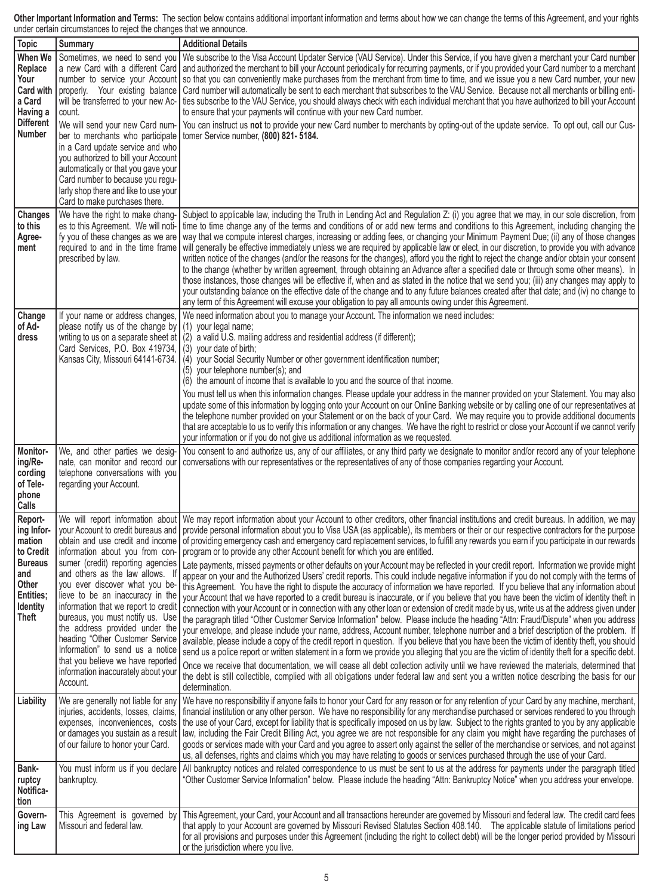**Other Important Information and Terms:** The section below contains additional important information and terms about how we can change the terms of this Agreement, and your rights under certain circumstances to reject the changes that we announce.

| Topic | Summary | Additional Details |
| --- | --- | --- |
| **When We Replace Your Card with a Card Having a Different Number** | Sometimes, we need to send you a new Card with a different Card number to service your Account properly. Your existing balance will be transferred to your new Account.<br><br>We will send your new Card number to merchants who participate in a Card update service and who you authorized to bill your Account automatically or that you gave your Card number to because you regularly shop there and like to use your Card to make purchases there. | We subscribe to the Visa Account Updater Service (VAU Service). Under this Service, if you have given a merchant your Card number and authorized the merchant to bill your Account periodically for recurring payments, or if you provided your Card number to a merchant so that you can conveniently make purchases from the merchant from time to time, and we issue you a new Card number, your new Card number will automatically be sent to each merchant that subscribes to the VAU Service. Because not all merchants or billing entities subscribe to the VAU Service, you should always check with each individual merchant that you have authorized to bill your Account to ensure that your payments will continue with your new Card number.<br><br>You can instruct us **not** to provide your new Card number to merchants by opting-out of the update service. To opt out, call our Customer Service number, **(800) 821- 5184.** |
| **Changes to this Agreement** | We have the right to make changes to this Agreement. We will notify you of these changes as we are required to and in the time frame prescribed by law. | Subject to applicable law, including the Truth in Lending Act and Regulation Z: (i) you agree that we may, in our sole discretion, from time to time change any of the terms and conditions of or add new terms and conditions to this Agreement, including changing the way that we compute interest charges, increasing or adding fees, or changing your Minimum Payment Due; (ii) any of those changes will generally be effective immediately unless we are required by applicable law or elect, in our discretion, to provide you with advance written notice of the changes (and/or the reasons for the changes), afford you the right to reject the change and/or obtain your consent to the change (whether by written agreement, through obtaining an Advance after a specified date or through some other means). In those instances, those changes will be effective if, when and as stated in the notice that we send you; (iii) any changes may apply to your outstanding balance on the effective date of the change and to any future balances created after that date; and (iv) no change to any term of this Agreement will excuse your obligation to pay all amounts owing under this Agreement. |
| **Change of Address** | If your name or address changes, please notify us of the change by writing to us on a separate sheet at Card Services, P.O. Box 419734, Kansas City, Missouri 64141-6734. | We need information about you to manage your Account. The information we need includes:<br>(1) your legal name;<br>(2) a valid U.S. mailing address and residential address (if different);<br>(3) your date of birth;<br>(4) your Social Security Number or other government identification number;<br>(5) your telephone number(s); and<br>(6) the amount of income that is available to you and the source of that income.<br><br>You must tell us when this information changes. Please update your address in the manner provided on your Statement. You may also update some of this information by logging onto your Account on our Online Banking website or by calling one of our representatives at the telephone number provided on your Statement or on the back of your Card. We may require you to provide additional documents that are acceptable to us to verify this information or any changes. We have the right to restrict or close your Account if we cannot verify your information or if you do not give us additional information as we requested. |
| **Monitoring/Recording of Telephone Calls** | We, and other parties we designate, can monitor and record our telephone conversations with you regarding your Account. | You consent to and authorize us, any of our affiliates, or any third party we designate to monitor and/or record any of your telephone conversations with our representatives or the representatives of any of those companies regarding your Account. |
| **Reporting Information to Credit Bureaus and Other Entities; Identity Theft** | We will report information about your Account to credit bureaus and others as the law allows. If you ever discover what you believe to be an inaccuracy in the information that we report to credit bureaus, you must notify us. Use the address provided under the heading "Other Customer Service Information" to send us a notice that you believe we have reported information inaccurately about your Account. | We may report information about your Account to other creditors, other financial institutions and credit bureaus. In addition, we may provide personal information about you to Visa USA (as applicable), its members or their or our respective contractors for the purpose of providing emergency cash and emergency card replacement services, to fulfill any rewards you earn if you participate in our rewards program or to provide any other Account benefit for which you are entitled.<br><br>Late payments, missed payments or other defaults on your Account may be reflected in your credit report. Information we provide might appear on your and the Authorized Users' credit reports. This could include negative information if you do not comply with the terms of this Agreement. You have the right to dispute the accuracy of information we have reported. If you believe that any information about your Account that we have reported to a credit bureau is inaccurate, or if you believe that you have been the victim of identity theft in connection with your Account or in connection with any other loan or extension of credit made by us, write us at the address given under the paragraph titled "Other Customer Service Information" below. Please include the heading "Attn: Fraud/Dispute" when you address your envelope, and please include your name, address, Account number, telephone number and a brief description of the problem. If available, please include a copy of the credit report in question. If you believe that you have been the victim of identity theft, you should send us a police report or written statement in a form we provide you alleging that you are the victim of identity theft for a specific debt.<br><br>Once we receive that documentation, we will cease all debt collection activity until we have reviewed the materials, determined that the debt is still collectible, complied with all obligations under federal law and sent you a written notice describing the basis for our determination. |
| **Liability** | We are generally not liable for any injuries, accidents, losses, claims, expenses, inconveniences, costs or damages you sustain as a result of our failure to honor your Card. | We have no responsibility if anyone fails to honor your Card for any reason or for any retention of your Card by any machine, merchant, financial institution or any other person. We have no responsibility for any merchandise purchased or services rendered to you through the use of your Card, except for liability that is specifically imposed on us by law. Subject to the rights granted to you by any applicable law, including the Fair Credit Billing Act, you agree we are not responsible for any claim you might have regarding the purchases of goods or services made with your Card and you agree to assert only against the seller of the merchandise or services, and not against us, all defenses, rights and claims which you may have relating to goods or services purchased through the use of your Card. |
| **Bankruptcy Notification** | You must inform us if you declare bankruptcy. | All bankruptcy notices and related correspondence to us must be sent to us at the address for payments under the paragraph titled "Other Customer Service Information" below. Please include the heading "Attn: Bankruptcy Notice" when you address your envelope. |
| **Governing Law** | This Agreement is governed by Missouri and federal law. | This Agreement, your Card, your Account and all transactions hereunder are governed by Missouri and federal law. The credit card fees that apply to your Account are governed by Missouri Revised Statutes Section 408.140. The applicable statute of limitations period for all provisions and purposes under this Agreement (including the right to collect debt) will be the longer period provided by Missouri or the jurisdiction where you live. |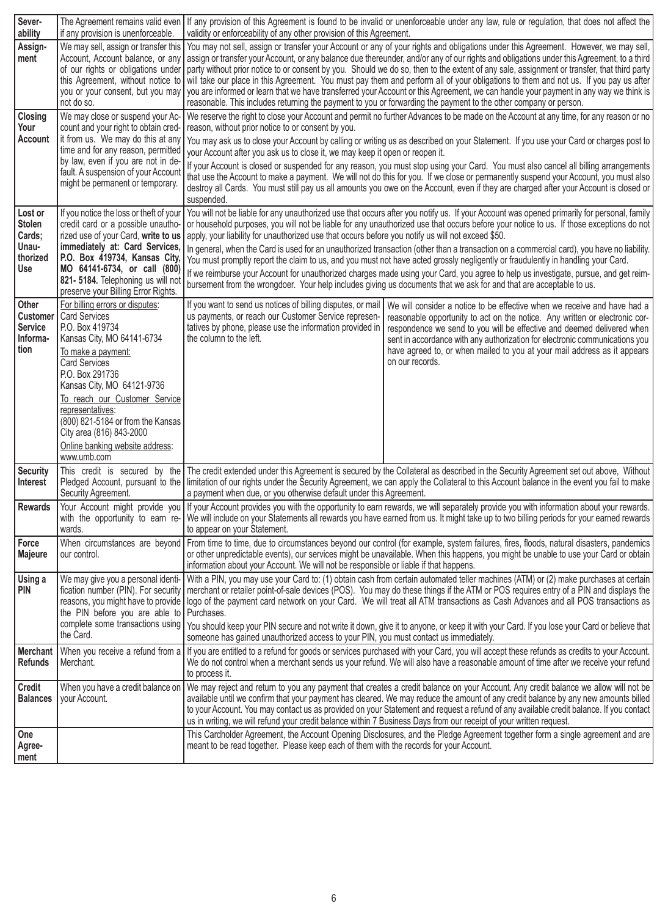| | | |
|---|---|---|
| **Severability** | The Agreement remains valid even if any provision is unenforceable. | If any provision of this Agreement is found to be invalid or unenforceable under any law, rule or regulation, that does not affect the validity or enforceability of any other provision of this Agreement. |
| **Assignment** | We may sell, assign or transfer this Account, Account balance, or any of our rights or obligations under this Agreement, without notice to you or your consent, but you may not do so. | You may not sell, assign or transfer your Account or any of your rights and obligations under this Agreement. However, we may sell, assign or transfer your Account, or any balance due thereunder, and/or any of our rights and obligations under this Agreement, to a third party without prior notice to or consent by you. Should we do so, then to the extent of any sale, assignment or transfer, that third party will take our place in this Agreement. You must pay them and perform all of your obligations to them and not us. If you pay us after you are informed or learn that we have transferred your Account or this Agreement, we can handle your payment in any way we think is reasonable. This includes returning the payment to you or forwarding the payment to the other company or person. |
| **Closing Your Account** | We may close or suspend your Account and your right to obtain credit from us. We may do this at any time and for any reason, permitted by law, even if you are not in default. A suspension of your Account might be permanent or temporary. | We reserve the right to close your Account and permit no further Advances to be made on the Account at any time, for any reason or no reason, without prior notice to or consent by you.<br><br>You may ask us to close your Account by calling or writing us as described on your Statement. If you use your Card or charges post to your Account after you ask us to close it, we may keep it open or reopen it.<br><br>If your Account is closed or suspended for any reason, you must stop using your Card. You must also cancel all billing arrangements that use the Account to make a payment. We will not do this for you. If we close or permanently suspend your Account, you must also destroy all Cards. You must still pay us all amounts you owe on the Account, even if they are charged after your Account is closed or suspended. |
| **Lost or Stolen Cards; Unauthorized Use** | If you notice the loss or theft of your credit card or a possible unauthorized use of your Card, **write to us immediately at: Card Services, P.O. Box 419734, Kansas City, MO 64141-6734, or call (800) 821- 5184.** Telephoning us will not preserve your Billing Error Rights. | You will not be liable for any unauthorized use that occurs after you notify us. If your Account was opened primarily for personal, family or household purposes, you will not be liable for any unauthorized use that occurs before your notice to us. If those exceptions do not apply, your liability for unauthorized use that occurs before you notify us will not exceed $50.<br><br>In general, when the Card is used for an unauthorized transaction (other than a transaction on a commercial card), you have no liability. You must promptly report the claim to us, and you must not have acted grossly negligently or fraudulently in handling your Card.<br><br>If we reimburse your Account for unauthorized charges made using your Card, you agree to help us investigate, pursue, and get reimbursement from the wrongdoer. Your help includes giving us documents that we ask for and that are acceptable to us. |
| **Other Customer Service Information** | For billing errors or disputes:<br>Card Services<br>P.O. Box 419734<br>Kansas City, MO 64141-6734<br><br>To make a payment:<br>Card Services<br>P.O. Box 291736<br>Kansas City, MO 64121-9736<br><br>To reach our Customer Service representatives:<br>(800) 821-5184 or from the Kansas City area (816) 843-2000<br><br>Online banking website address:<br>www.umb.com | If you want to send us notices of billing disputes, or mail us payments, or reach our Customer Service representatives by phone, please use the information provided in the column to the left.<br><br>We will consider a notice to be effective when we receive and have had a reasonable opportunity to act on the notice. Any written or electronic correspondence we send to you will be effective and deemed delivered when sent in accordance with any authorization for electronic communications you have agreed to, or when mailed to you at your mail address as it appears on our records. |
| **Security Interest** | This credit is secured by the Pledged Account, pursuant to the Security Agreement. | The credit extended under this Agreement is secured by the Collateral as described in the Security Agreement set out above, Without limitation of our rights under the Security Agreement, we can apply the Collateral to this Account balance in the event you fail to make a payment when due, or you otherwise default under this Agreement. |
| **Rewards** | Your Account might provide you with the opportunity to earn rewards. | If your Account provides you with the opportunity to earn rewards, we will separately provide you with information about your rewards. We will include on your Statements all rewards you have earned from us. It might take up to two billing periods for your earned rewards to appear on your Statement. |
| **Force Majeure** | When circumstances are beyond our control. | From time to time, due to circumstances beyond our control (for example, system failures, fires, floods, natural disasters, pandemics or other unpredictable events), our services might be unavailable. When this happens, you might be unable to use your Card or obtain information about your Account. We will not be responsible or liable if that happens. |
| **Using a PIN** | We may give you a personal identification number (PIN). For security reasons, you might have to provide the PIN before you are able to complete some transactions using the Card. | With a PIN, you may use your Card to: (1) obtain cash from certain automated teller machines (ATM) or (2) make purchases at certain merchant or retailer point-of-sale devices (POS). You may do these things if the ATM or POS requires entry of a PIN and displays the logo of the payment card network on your Card. We will treat all ATM transactions as Cash Advances and all POS transactions as Purchases.<br><br>You should keep your PIN secure and not write it down, give it to anyone, or keep it with your Card. If you lose your Card or believe that someone has gained unauthorized access to your PIN, you must contact us immediately. |
| **Merchant Refunds** | When you receive a refund from a Merchant. | If you are entitled to a refund for goods or services purchased with your Card, you will accept these refunds as credits to your Account. We do not control when a merchant sends us your refund. We will also have a reasonable amount of time after we receive your refund to process it. |
| **Credit Balances** | When you have a credit balance on your Account. | We may reject and return to you any payment that creates a credit balance on your Account. Any credit balance we allow will not be available until we confirm that your payment has cleared. We may reduce the amount of any credit balance by any new amounts billed to your Account. You may contact us as provided on your Statement and request a refund of any available credit balance. If you contact us in writing, we will refund your credit balance within 7 Business Days from our receipt of your written request. |
| **One Agreement** | | This Cardholder Agreement, the Account Opening Disclosures, and the Pledge Agreement together form a single agreement and are meant to be read together. Please keep each of them with the records for your Account. |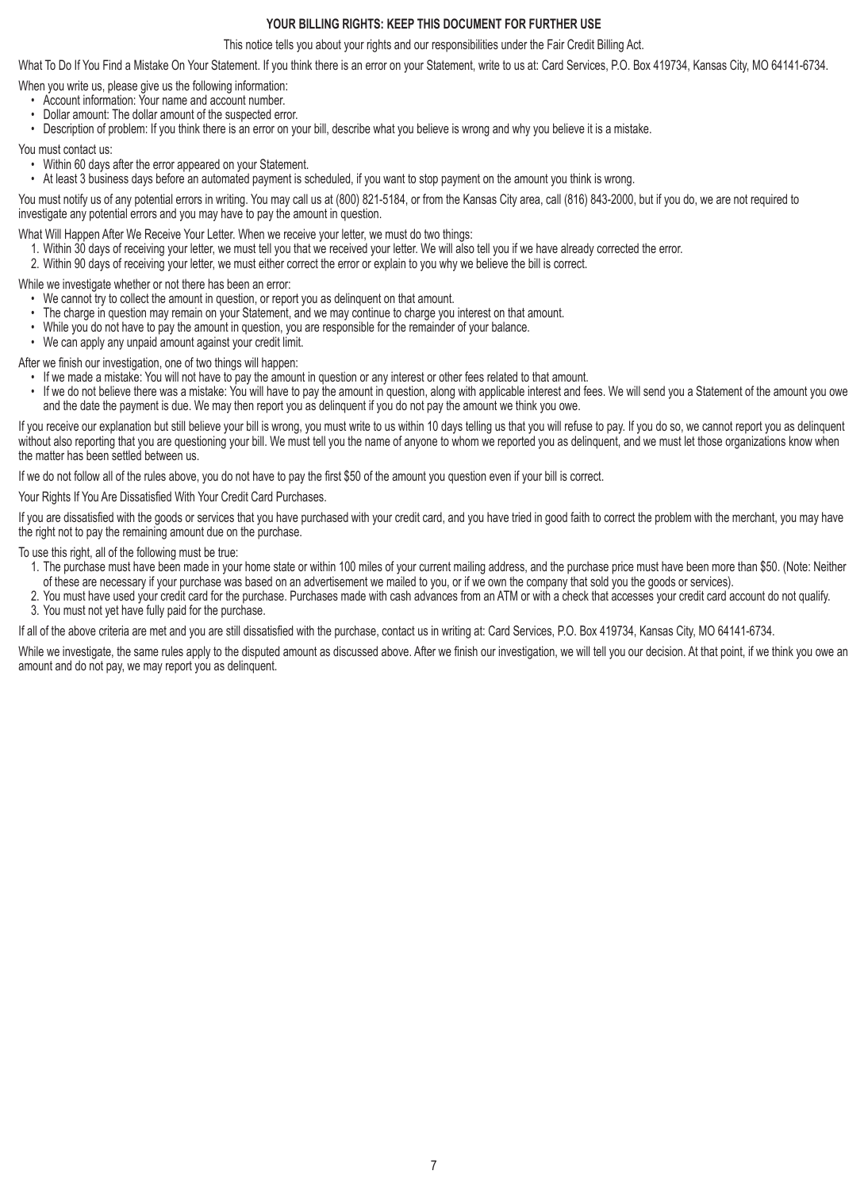## YOUR BILLING RIGHTS: KEEP THIS DOCUMENT FOR FURTHER USE

This notice tells you about your rights and our responsibilities under the Fair Credit Billing Act.

What To Do If You Find a Mistake On Your Statement. If you think there is an error on your Statement, write to us at: Card Services, P.O. Box 419734, Kansas City, MO 64141-6734.

When you write us, please give us the following information:

- Account information: Your name and account number.
- Dollar amount: The dollar amount of the suspected error.
- Description of problem: If you think there is an error on your bill, describe what you believe is wrong and why you believe it is a mistake.

You must contact us:

- Within 60 days after the error appeared on your Statement.
- At least 3 business days before an automated payment is scheduled, if you want to stop payment on the amount you think is wrong.

You must notify us of any potential errors in writing. You may call us at (800) 821-5184, or from the Kansas City area, call (816) 843-2000, but if you do, we are not required to investigate any potential errors and you may have to pay the amount in question.

What Will Happen After We Receive Your Letter. When we receive your letter, we must do two things:

1. Within 30 days of receiving your letter, we must tell you that we received your letter. We will also tell you if we have already corrected the error.
2. Within 90 days of receiving your letter, we must either correct the error or explain to you why we believe the bill is correct.

While we investigate whether or not there has been an error:

- We cannot try to collect the amount in question, or report you as delinquent on that amount.
- The charge in question may remain on your Statement, and we may continue to charge you interest on that amount.
- While you do not have to pay the amount in question, you are responsible for the remainder of your balance.
- We can apply any unpaid amount against your credit limit.

After we finish our investigation, one of two things will happen:

- If we made a mistake: You will not have to pay the amount in question or any interest or other fees related to that amount.
- If we do not believe there was a mistake: You will have to pay the amount in question, along with applicable interest and fees. We will send you a Statement of the amount you owe and the date the payment is due. We may then report you as delinquent if you do not pay the amount we think you owe.

If you receive our explanation but still believe your bill is wrong, you must write to us within 10 days telling us that you will refuse to pay. If you do so, we cannot report you as delinquent without also reporting that you are questioning your bill. We must tell you the name of anyone to whom we reported you as delinquent, and we must let those organizations know when the matter has been settled between us.

If we do not follow all of the rules above, you do not have to pay the first $50 of the amount you question even if your bill is correct.

Your Rights If You Are Dissatisfied With Your Credit Card Purchases.

If you are dissatisfied with the goods or services that you have purchased with your credit card, and you have tried in good faith to correct the problem with the merchant, you may have the right not to pay the remaining amount due on the purchase.

To use this right, all of the following must be true:

1. The purchase must have been made in your home state or within 100 miles of your current mailing address, and the purchase price must have been more than $50. (Note: Neither of these are necessary if your purchase was based on an advertisement we mailed to you, or if we own the company that sold you the goods or services).
2. You must have used your credit card for the purchase. Purchases made with cash advances from an ATM or with a check that accesses your credit card account do not qualify.
3. You must not yet have fully paid for the purchase.

If all of the above criteria are met and you are still dissatisfied with the purchase, contact us in writing at: Card Services, P.O. Box 419734, Kansas City, MO 64141-6734.

While we investigate, the same rules apply to the disputed amount as discussed above. After we finish our investigation, we will tell you our decision. At that point, if we think you owe an amount and do not pay, we may report you as delinquent.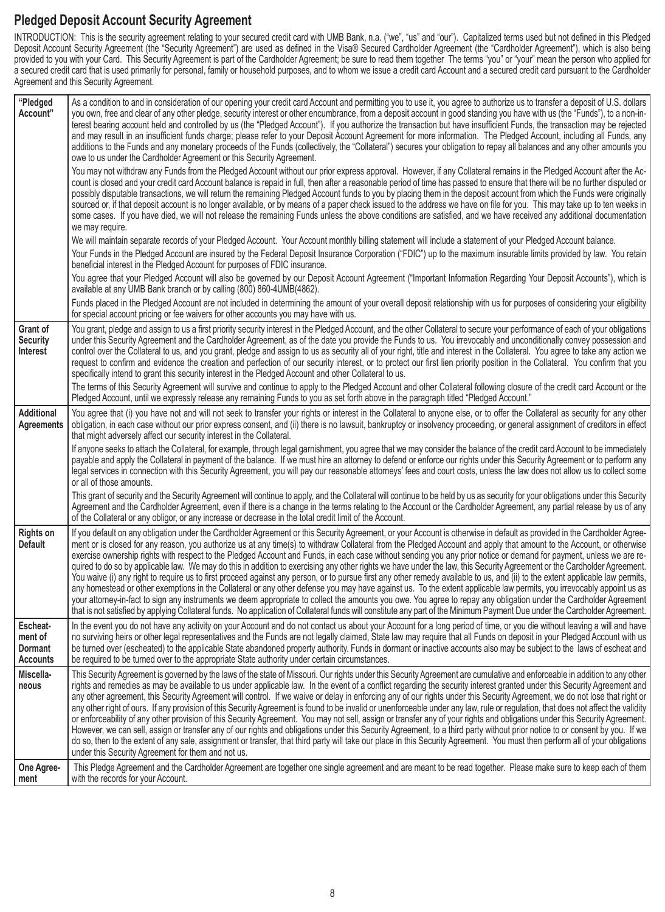## Pledged Deposit Account Security Agreement

INTRODUCTION: This is the security agreement relating to your secured credit card with UMB Bank, n.a. ("we", "us" and "our"). Capitalized terms used but not defined in this Pledged Deposit Account Security Agreement (the "Security Agreement") are used as defined in the Visa® Secured Cardholder Agreement (the "Cardholder Agreement"), which is also being provided to you with your Card. This Security Agreement is part of the Cardholder Agreement; be sure to read them together The terms "you" or "your" mean the person who applied for a secured credit card that is used primarily for personal, family or household purposes, and to whom we issue a credit card Account and a secured credit card pursuant to the Cardholder Agreement and this Security Agreement.

| | |
|---|---|
| **"Pledged Account"** | As a condition to and in consideration of our opening your credit card Account and permitting you to use it, you agree to authorize us to transfer a deposit of U.S. dollars you own, free and clear of any other pledge, security interest or other encumbrance, from a deposit account in good standing you have with us (the "Funds"), to a non-interest bearing account held and controlled by us (the "Pledged Account"). If you authorize the transaction but have insufficient Funds, the transaction may be rejected and may result in an insufficient funds charge; please refer to your Deposit Account Agreement for more information. The Pledged Account, including all Funds, any additions to the Funds and any monetary proceeds of the Funds (collectively, the "Collateral") secures your obligation to repay all balances and any other amounts you owe to us under the Cardholder Agreement or this Security Agreement.<br><br>You may not withdraw any Funds from the Pledged Account without our prior express approval. However, if any Collateral remains in the Pledged Account after the Account is closed and your credit card Account balance is repaid in full, then after a reasonable period of time has passed to ensure that there will be no further disputed or possibly disputable transactions, we will return the remaining Pledged Account funds to you by placing them in the deposit account from which the Funds were originally sourced or, if that deposit account is no longer available, or by means of a paper check issued to the address we have on file for you. This may take up to ten weeks in some cases. If you have died, we will not release the remaining Funds unless the above conditions are satisfied, and we have received any additional documentation we may require.<br><br>We will maintain separate records of your Pledged Account. Your Account monthly billing statement will include a statement of your Pledged Account balance.<br><br>Your Funds in the Pledged Account are insured by the Federal Deposit Insurance Corporation ("FDIC") up to the maximum insurable limits provided by law. You retain beneficial interest in the Pledged Account for purposes of FDIC insurance.<br><br>You agree that your Pledged Account will also be governed by our Deposit Account Agreement ("Important Information Regarding Your Deposit Accounts"), which is available at any UMB Bank branch or by calling (800) 860-4UMB(4862).<br><br>Funds placed in the Pledged Account are not included in determining the amount of your overall deposit relationship with us for purposes of considering your eligibility for special account pricing or fee waivers for other accounts you may have with us. |
| **Grant of Security Interest** | You grant, pledge and assign to us a first priority security interest in the Pledged Account, and the other Collateral to secure your performance of each of your obligations under this Security Agreement and the Cardholder Agreement, as of the date you provide the Funds to us. You irrevocably and unconditionally convey possession and control over the Collateral to us, and you grant, pledge and assign to us as security all of your right, title and interest in the Collateral. You agree to take any action we request to confirm and evidence the creation and perfection of our security interest, or to protect our first lien priority position in the Collateral. You confirm that you specifically intend to grant this security interest in the Pledged Account and other Collateral to us.<br><br>The terms of this Security Agreement will survive and continue to apply to the Pledged Account and other Collateral following closure of the credit card Account or the Pledged Account, until we expressly release any remaining Funds to you as set forth above in the paragraph titled "Pledged Account." |
| **Additional Agreements** | You agree that (i) you have not and will not seek to transfer your rights or interest in the Collateral to anyone else, or to offer the Collateral as security for any other obligation, in each case without our prior express consent, and (ii) there is no lawsuit, bankruptcy or insolvency proceeding, or general assignment of creditors in effect that might adversely affect our security interest in the Collateral.<br><br>If anyone seeks to attach the Collateral, for example, through legal garnishment, you agree that we may consider the balance of the credit card Account to be immediately payable and apply the Collateral in payment of the balance. If we must hire an attorney to defend or enforce our rights under this Security Agreement or to perform any legal services in connection with this Security Agreement, you will pay our reasonable attorneys' fees and court costs, unless the law does not allow us to collect some or all of those amounts.<br><br>This grant of security and the Security Agreement will continue to apply, and the Collateral will continue to be held by us as security for your obligations under this Security Agreement and the Cardholder Agreement, even if there is a change in the terms relating to the Account or the Cardholder Agreement, any partial release by us of any of the Collateral or any obligor, or any increase or decrease in the total credit limit of the Account. |
| **Rights on Default** | If you default on any obligation under the Cardholder Agreement or this Security Agreement, or your Account is otherwise in default as provided in the Cardholder Agreement or is closed for any reason, you authorize us at any time(s) to withdraw Collateral from the Pledged Account and apply that amount to the Account, or otherwise exercise ownership rights with respect to the Pledged Account and Funds, in each case without sending you any prior notice or demand for payment, unless we are required to do so by applicable law. We may do this in addition to exercising any other rights we have under the law, this Security Agreement or the Cardholder Agreement. You waive (i) any right to require us to first proceed against any person, or to pursue first any other remedy available to us, and (ii) to the extent applicable law permits, any homestead or other exemptions in the Collateral or any other defense you may have against us. To the extent applicable law permits, you irrevocably appoint us as your attorney-in-fact to sign any instruments we deem appropriate to collect the amounts you owe. You agree to repay any obligation under the Cardholder Agreement that is not satisfied by applying Collateral funds. No application of Collateral funds will constitute any part of the Minimum Payment Due under the Cardholder Agreement. |
| **Escheatment of Dormant Accounts** | In the event you do not have any activity on your Account and do not contact us about your Account for a long period of time, or you die without leaving a will and have no surviving heirs or other legal representatives and the Funds are not legally claimed, State law may require that all Funds on deposit in your Pledged Account with us be turned over (escheated) to the applicable State abandoned property authority. Funds in dormant or inactive accounts also may be subject to the laws of escheat and be required to be turned over to the appropriate State authority under certain circumstances. |
| **Miscellaneous** | This Security Agreement is governed by the laws of the state of Missouri. Our rights under this Security Agreement are cumulative and enforceable in addition to any other rights and remedies as may be available to us under applicable law. In the event of a conflict regarding the security interest granted under this Security Agreement and any other agreement, this Security Agreement will control. If we waive or delay in enforcing any of our rights under this Security Agreement, we do not lose that right or any other right of ours. If any provision of this Security Agreement is found to be invalid or unenforceable under any law, rule or regulation, that does not affect the validity or enforceability of any other provision of this Security Agreement. You may not sell, assign or transfer any of your rights and obligations under this Security Agreement. However, we can sell, assign or transfer any of our rights and obligations under this Security Agreement, to a third party without prior notice to or consent by you. If we do so, then to the extent of any sale, assignment or transfer, that third party will take our place in this Security Agreement. You must then perform all of your obligations under this Security Agreement for them and not us. |
| **One Agreement** | This Pledge Agreement and the Cardholder Agreement are together one single agreement and are meant to be read together. Please make sure to keep each of them with the records for your Account. |